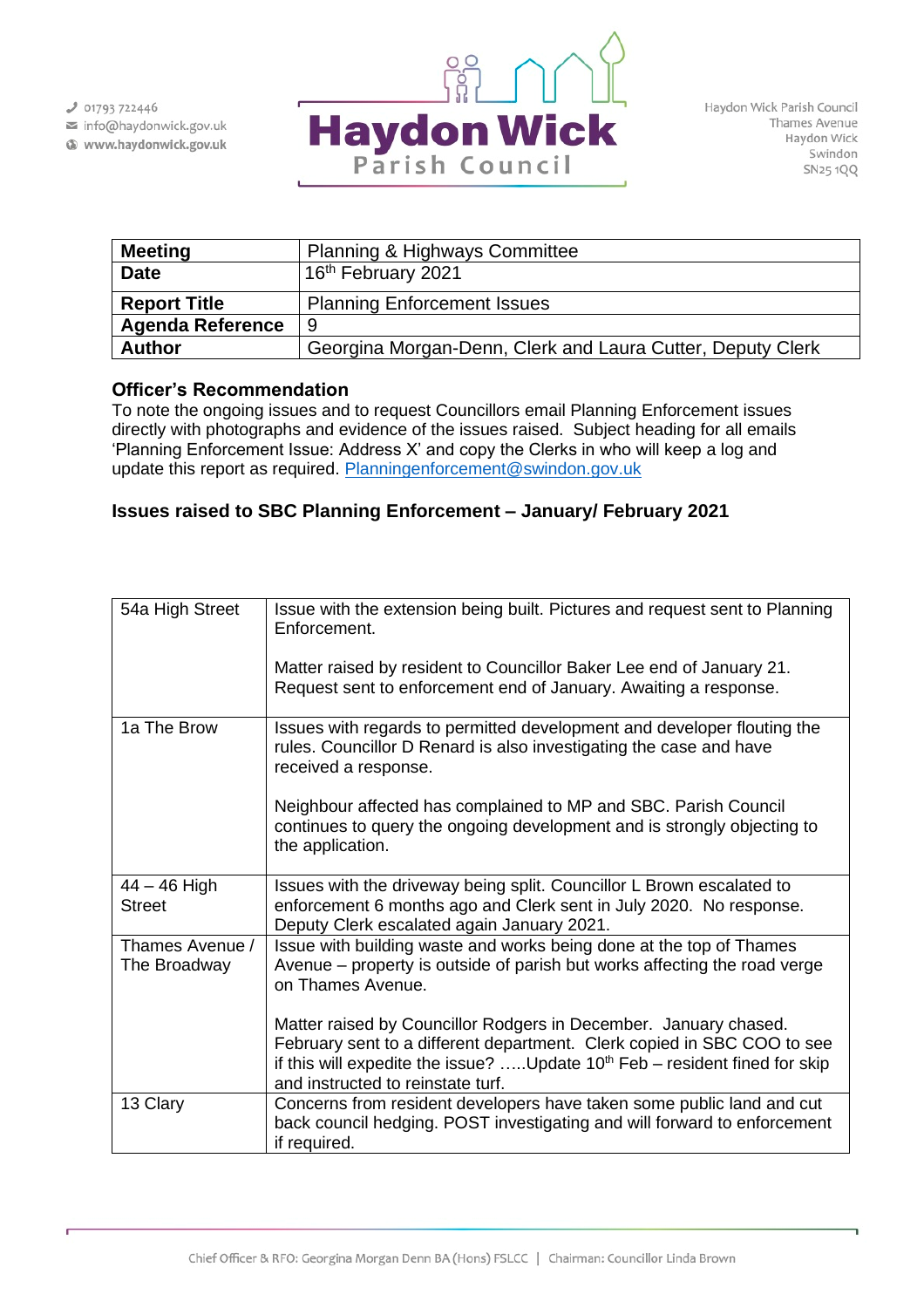01793 722446
info@haydonwick.gov.uk
www.haydonwick.gov.uk

# Haydon Wick Parish Council

Haydon Wick Parish Council
Thames Avenue
Haydon Wick
Swindon
SN25 1QQ

| **Meeting** | Planning & Highways Committee |
|---|---|
| **Date** | 16th February 2021 |
| **Report Title** | Planning Enforcement Issues |
| **Agenda Reference** | 9 |
| **Author** | Georgina Morgan-Denn, Clerk and Laura Cutter, Deputy Clerk |

## Officer's Recommendation

To note the ongoing issues and to request Councillors email Planning Enforcement issues directly with photographs and evidence of the issues raised. Subject heading for all emails 'Planning Enforcement Issue: Address X' and copy the Clerks in who will keep a log and update this report as required. Planningenforcement@swindon.gov.uk

## Issues raised to SBC Planning Enforcement – January/ February 2021

| | |
|---|---|
| 54a High Street | Issue with the extension being built. Pictures and request sent to Planning Enforcement.<br><br>Matter raised by resident to Councillor Baker Lee end of January 21. Request sent to enforcement end of January. Awaiting a response. |
| 1a The Brow | Issues with regards to permitted development and developer flouting the rules. Councillor D Renard is also investigating the case and have received a response.<br><br>Neighbour affected has complained to MP and SBC. Parish Council continues to query the ongoing development and is strongly objecting to the application. |
| 44 – 46 High Street | Issues with the driveway being split. Councillor L Brown escalated to enforcement 6 months ago and Clerk sent in July 2020. No response. Deputy Clerk escalated again January 2021. |
| Thames Avenue / The Broadway | Issue with building waste and works being done at the top of Thames Avenue – property is outside of parish but works affecting the road verge on Thames Avenue.<br><br>Matter raised by Councillor Rodgers in December. January chased. February sent to a different department. Clerk copied in SBC COO to see if this will expedite the issue? …..Update 10th Feb – resident fined for skip and instructed to reinstate turf. |
| 13 Clary | Concerns from resident developers have taken some public land and cut back council hedging. POST investigating and will forward to enforcement if required. |

Chief Officer & RFO: Georgina Morgan Denn BA (Hons) FSLCC | Chairman: Councillor Linda Brown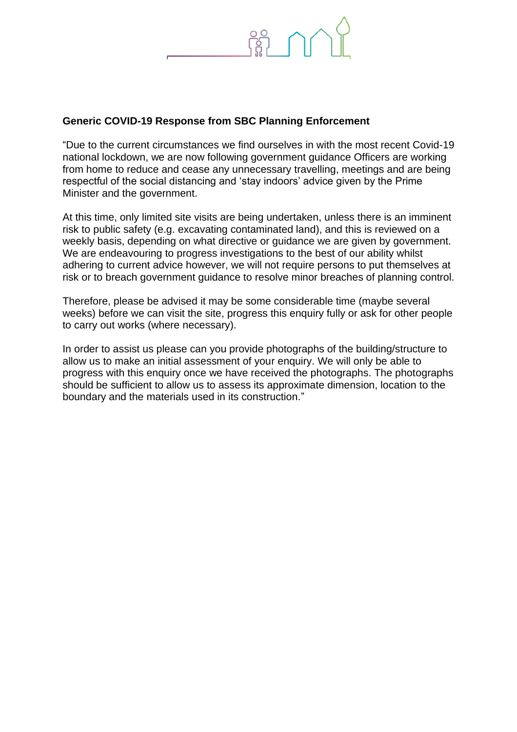**Generic COVID-19 Response from SBC Planning Enforcement**

"Due to the current circumstances we find ourselves in with the most recent Covid-19 national lockdown, we are now following government guidance Officers are working from home to reduce and cease any unnecessary travelling, meetings and are being respectful of the social distancing and 'stay indoors' advice given by the Prime Minister and the government.

At this time, only limited site visits are being undertaken, unless there is an imminent risk to public safety (e.g. excavating contaminated land), and this is reviewed on a weekly basis, depending on what directive or guidance we are given by government. We are endeavouring to progress investigations to the best of our ability whilst adhering to current advice however, we will not require persons to put themselves at risk or to breach government guidance to resolve minor breaches of planning control.

Therefore, please be advised it may be some considerable time (maybe several weeks) before we can visit the site, progress this enquiry fully or ask for other people to carry out works (where necessary).

In order to assist us please can you provide photographs of the building/structure to allow us to make an initial assessment of your enquiry. We will only be able to progress with this enquiry once we have received the photographs. The photographs should be sufficient to allow us to assess its approximate dimension, location to the boundary and the materials used in its construction."